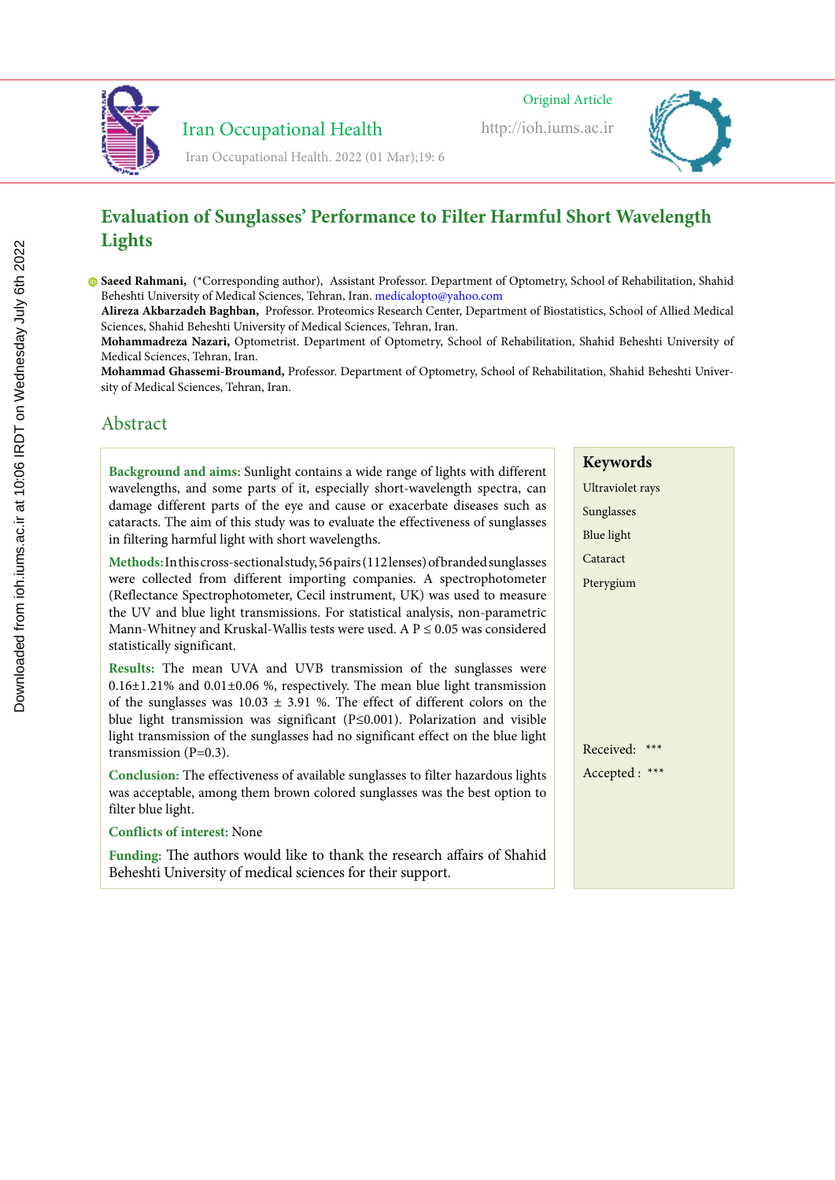Original Article

# Evaluation of Sunglasses' Performance to Filter Harmful Short Wavelength Lights

**Saeed Rahmani,** (*Corresponding author), Assistant Professor. Department of Optometry, School of Rehabilitation, Shahid Beheshti University of Medical Sciences, Tehran, Iran. medicalopto@yahoo.com

**Alireza Akbarzadeh Baghban,** Professor. Proteomics Research Center, Department of Biostatistics, School of Allied Medical Sciences, Shahid Beheshti University of Medical Sciences, Tehran, Iran.

**Mohammadreza Nazari,** Optometrist. Department of Optometry, School of Rehabilitation, Shahid Beheshti University of Medical Sciences, Tehran, Iran.

**Mohammad Ghassemi-Broumand,** Professor. Department of Optometry, School of Rehabilitation, Shahid Beheshti University of Medical Sciences, Tehran, Iran.

## Abstract

**Background and aims:** Sunlight contains a wide range of lights with different wavelengths, and some parts of it, especially short-wavelength spectra, can damage different parts of the eye and cause or exacerbate diseases such as cataracts. The aim of this study was to evaluate the effectiveness of sunglasses in filtering harmful light with short wavelengths.

**Methods:** In this cross-sectional study, 56 pairs (112 lenses) of branded sunglasses were collected from different importing companies. A spectrophotometer (Reflectance Spectrophotometer, Cecil instrument, UK) was used to measure the UV and blue light transmissions. For statistical analysis, non-parametric Mann-Whitney and Kruskal-Wallis tests were used. A $P \leq 0.05$ was considered statistically significant.

**Results:** The mean UVA and UVB transmission of the sunglasses were 0.16±1.21% and 0.01±0.06 %, respectively. The mean blue light transmission of the sunglasses was 10.03 ± 3.91 %. The effect of different colors on the blue light transmission was significant ($P \leq 0.001$). Polarization and visible light transmission of the sunglasses had no significant effect on the blue light transmission ($P=0.3$).

**Conclusion:** The effectiveness of available sunglasses to filter hazardous lights was acceptable, among them brown colored sunglasses was the best option to filter blue light.

**Conflicts of interest:** None

**Funding:** The authors would like to thank the research affairs of Shahid Beheshti University of medical sciences for their support.

### Keywords

Ultraviolet rays

Sunglasses

Blue light

Cataract

Pterygium

Received: ***

Accepted : ***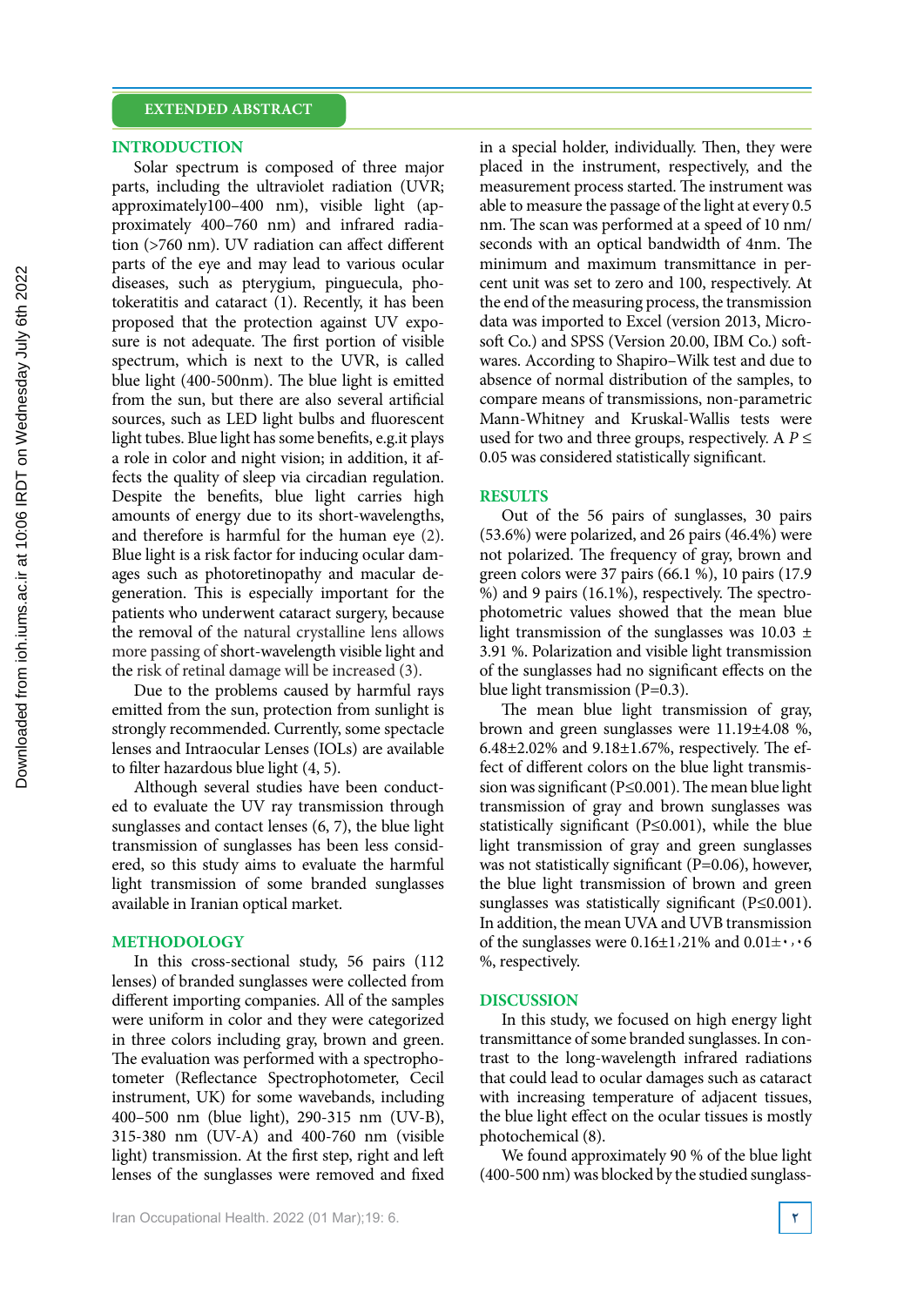## EXTENDED ABSTRACT

### INTRODUCTION

Solar spectrum is composed of three major parts, including the ultraviolet radiation (UVR; approximately100–400 nm), visible light (approximately 400–760 nm) and infrared radiation (>760 nm). UV radiation can affect different parts of the eye and may lead to various ocular diseases, such as pterygium, pinguecula, photokeratitis and cataract (1). Recently, it has been proposed that the protection against UV exposure is not adequate. The first portion of visible spectrum, which is next to the UVR, is called blue light (400-500nm). The blue light is emitted from the sun, but there are also several artificial sources, such as LED light bulbs and fluorescent light tubes. Blue light has some benefits, e.g.it plays a role in color and night vision; in addition, it affects the quality of sleep via circadian regulation. Despite the benefits, blue light carries high amounts of energy due to its short-wavelengths, and therefore is harmful for the human eye (2). Blue light is a risk factor for inducing ocular damages such as photoretinopathy and macular degeneration. This is especially important for the patients who underwent cataract surgery, because the removal of the natural crystalline lens allows more passing of short-wavelength visible light and the risk of retinal damage will be increased (3).

Due to the problems caused by harmful rays emitted from the sun, protection from sunlight is strongly recommended. Currently, some spectacle lenses and Intraocular Lenses (IOLs) are available to filter hazardous blue light (4, 5).

Although several studies have been conducted to evaluate the UV ray transmission through sunglasses and contact lenses (6, 7), the blue light transmission of sunglasses has been less considered, so this study aims to evaluate the harmful light transmission of some branded sunglasses available in Iranian optical market.

### METHODOLOGY

In this cross-sectional study, 56 pairs (112 lenses) of branded sunglasses were collected from different importing companies. All of the samples were uniform in color and they were categorized in three colors including gray, brown and green. The evaluation was performed with a spectrophotometer (Reflectance Spectrophotometer, Cecil instrument, UK) for some wavebands, including 400–500 nm (blue light), 290-315 nm (UV-B), 315-380 nm (UV-A) and 400-760 nm (visible light) transmission. At the first step, right and left lenses of the sunglasses were removed and fixed in a special holder, individually. Then, they were placed in the instrument, respectively, and the measurement process started. The instrument was able to measure the passage of the light at every 0.5 nm. The scan was performed at a speed of 10 nm/seconds with an optical bandwidth of 4nm. The minimum and maximum transmittance in percent unit was set to zero and 100, respectively. At the end of the measuring process, the transmission data was imported to Excel (version 2013, Microsoft Co.) and SPSS (Version 20.00, IBM Co.) softwares. According to Shapiro–Wilk test and due to absence of normal distribution of the samples, to compare means of transmissions, non-parametric Mann-Whitney and Kruskal-Wallis tests were used for two and three groups, respectively. A $P \leq 0.05$ was considered statistically significant.

### RESULTS

Out of the 56 pairs of sunglasses, 30 pairs (53.6%) were polarized, and 26 pairs (46.4%) were not polarized. The frequency of gray, brown and green colors were 37 pairs (66.1 %), 10 pairs (17.9 %) and 9 pairs (16.1%), respectively. The spectrophotometric values showed that the mean blue light transmission of the sunglasses was 10.03 ± 3.91 %. Polarization and visible light transmission of the sunglasses had no significant effects on the blue light transmission (P=0.3).

The mean blue light transmission of gray, brown and green sunglasses were 11.19±4.08 %, 6.48±2.02% and 9.18±1.67%, respectively. The effect of different colors on the blue light transmission was significant (P≤0.001). The mean blue light transmission of gray and brown sunglasses was statistically significant (P≤0.001), while the blue light transmission of gray and green sunglasses was not statistically significant (P=0.06), however, the blue light transmission of brown and green sunglasses was statistically significant (P≤0.001). In addition, the mean UVA and UVB transmission of the sunglasses were 0.16±1٫21% and 0.01±۰٫۰6 %, respectively.

### DISCUSSION

In this study, we focused on high energy light transmittance of some branded sunglasses. In contrast to the long-wavelength infrared radiations that could lead to ocular damages such as cataract with increasing temperature of adjacent tissues, the blue light effect on the ocular tissues is mostly photochemical (8).

We found approximately 90 % of the blue light (400-500 nm) was blocked by the studied sunglass-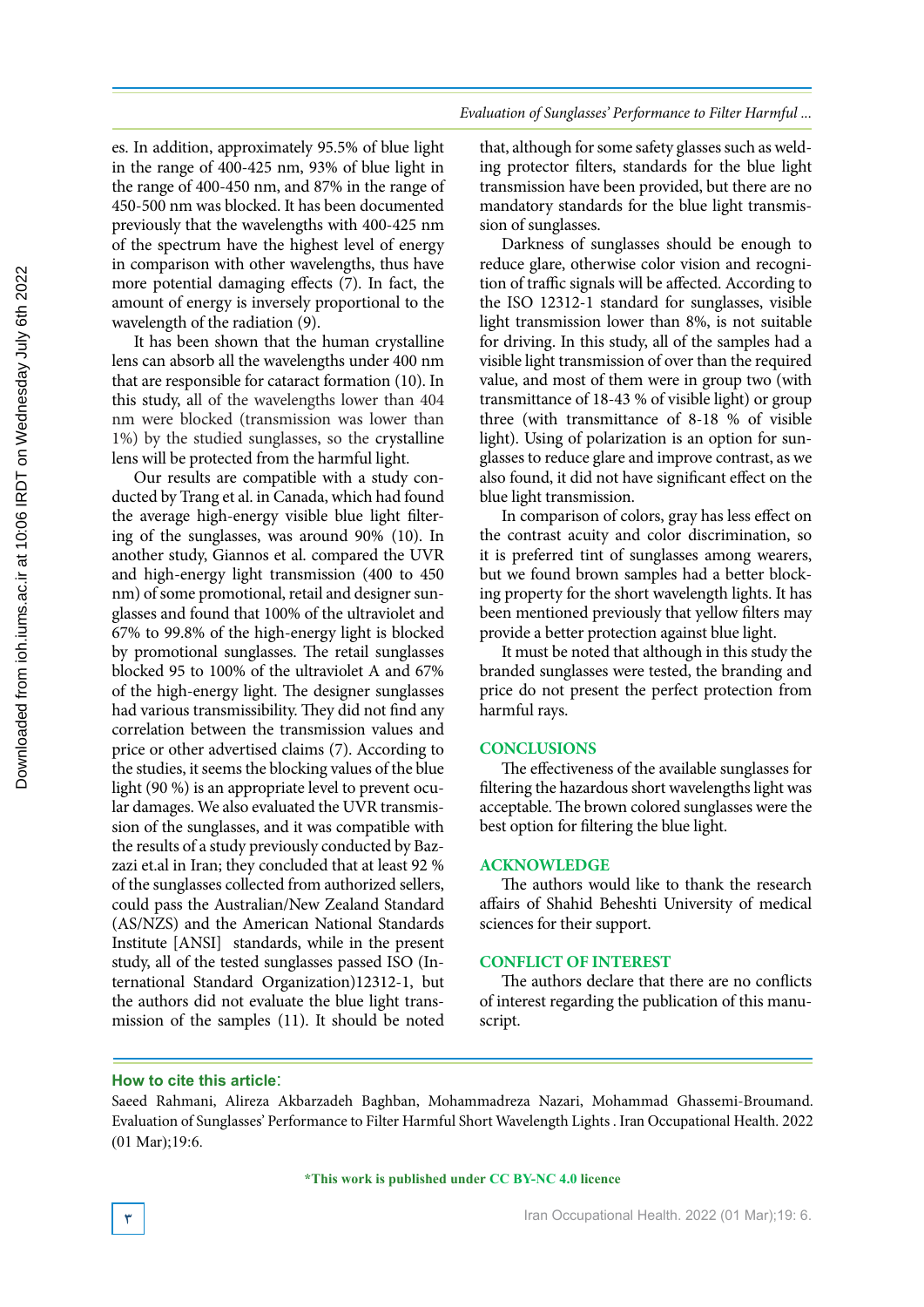es. In addition, approximately 95.5% of blue light in the range of 400-425 nm, 93% of blue light in the range of 400-450 nm, and 87% in the range of 450-500 nm was blocked. It has been documented previously that the wavelengths with 400-425 nm of the spectrum have the highest level of energy in comparison with other wavelengths, thus have more potential damaging effects (7). In fact, the amount of energy is inversely proportional to the wavelength of the radiation (9).

It has been shown that the human crystalline lens can absorb all the wavelengths under 400 nm that are responsible for cataract formation (10). In this study, all of the wavelengths lower than 404 nm were blocked (transmission was lower than 1%) by the studied sunglasses, so the crystalline lens will be protected from the harmful light.

Our results are compatible with a study conducted by Trang et al. in Canada, which had found the average high-energy visible blue light filtering of the sunglasses, was around 90% (10). In another study, Giannos et al. compared the UVR and high-energy light transmission (400 to 450 nm) of some promotional, retail and designer sunglasses and found that 100% of the ultraviolet and 67% to 99.8% of the high-energy light is blocked by promotional sunglasses. The retail sunglasses blocked 95 to 100% of the ultraviolet A and 67% of the high-energy light. The designer sunglasses had various transmissibility. They did not find any correlation between the transmission values and price or other advertised claims (7). According to the studies, it seems the blocking values of the blue light (90 %) is an appropriate level to prevent ocular damages. We also evaluated the UVR transmission of the sunglasses, and it was compatible with the results of a study previously conducted by Bazzazi et.al in Iran; they concluded that at least 92 % of the sunglasses collected from authorized sellers, could pass the Australian/New Zealand Standard (AS/NZS) and the American National Standards Institute [ANSI] standards, while in the present study, all of the tested sunglasses passed ISO (International Standard Organization)12312-1, but the authors did not evaluate the blue light transmission of the samples (11). It should be noted that, although for some safety glasses such as welding protector filters, standards for the blue light transmission have been provided, but there are no mandatory standards for the blue light transmission of sunglasses.

Darkness of sunglasses should be enough to reduce glare, otherwise color vision and recognition of traffic signals will be affected. According to the ISO 12312-1 standard for sunglasses, visible light transmission lower than 8%, is not suitable for driving. In this study, all of the samples had a visible light transmission of over than the required value, and most of them were in group two (with transmittance of 18-43 % of visible light) or group three (with transmittance of 8-18 % of visible light). Using of polarization is an option for sunglasses to reduce glare and improve contrast, as we also found, it did not have significant effect on the blue light transmission.

In comparison of colors, gray has less effect on the contrast acuity and color discrimination, so it is preferred tint of sunglasses among wearers, but we found brown samples had a better blocking property for the short wavelength lights. It has been mentioned previously that yellow filters may provide a better protection against blue light.

It must be noted that although in this study the branded sunglasses were tested, the branding and price do not present the perfect protection from harmful rays.

## CONCLUSIONS

The effectiveness of the available sunglasses for filtering the hazardous short wavelengths light was acceptable. The brown colored sunglasses were the best option for filtering the blue light.

## ACKNOWLEDGE

The authors would like to thank the research affairs of Shahid Beheshti University of medical sciences for their support.

## CONFLICT OF INTEREST

The authors declare that there are no conflicts of interest regarding the publication of this manuscript.

**How to cite this article**:

Saeed Rahmani, Alireza Akbarzadeh Baghban, Mohammadreza Nazari, Mohammad Ghassemi-Broumand. Evaluation of Sunglasses' Performance to Filter Harmful Short Wavelength Lights . Iran Occupational Health. 2022 (01 Mar);19:6.

**\*This work is published under CC BY-NC 4.0 licence**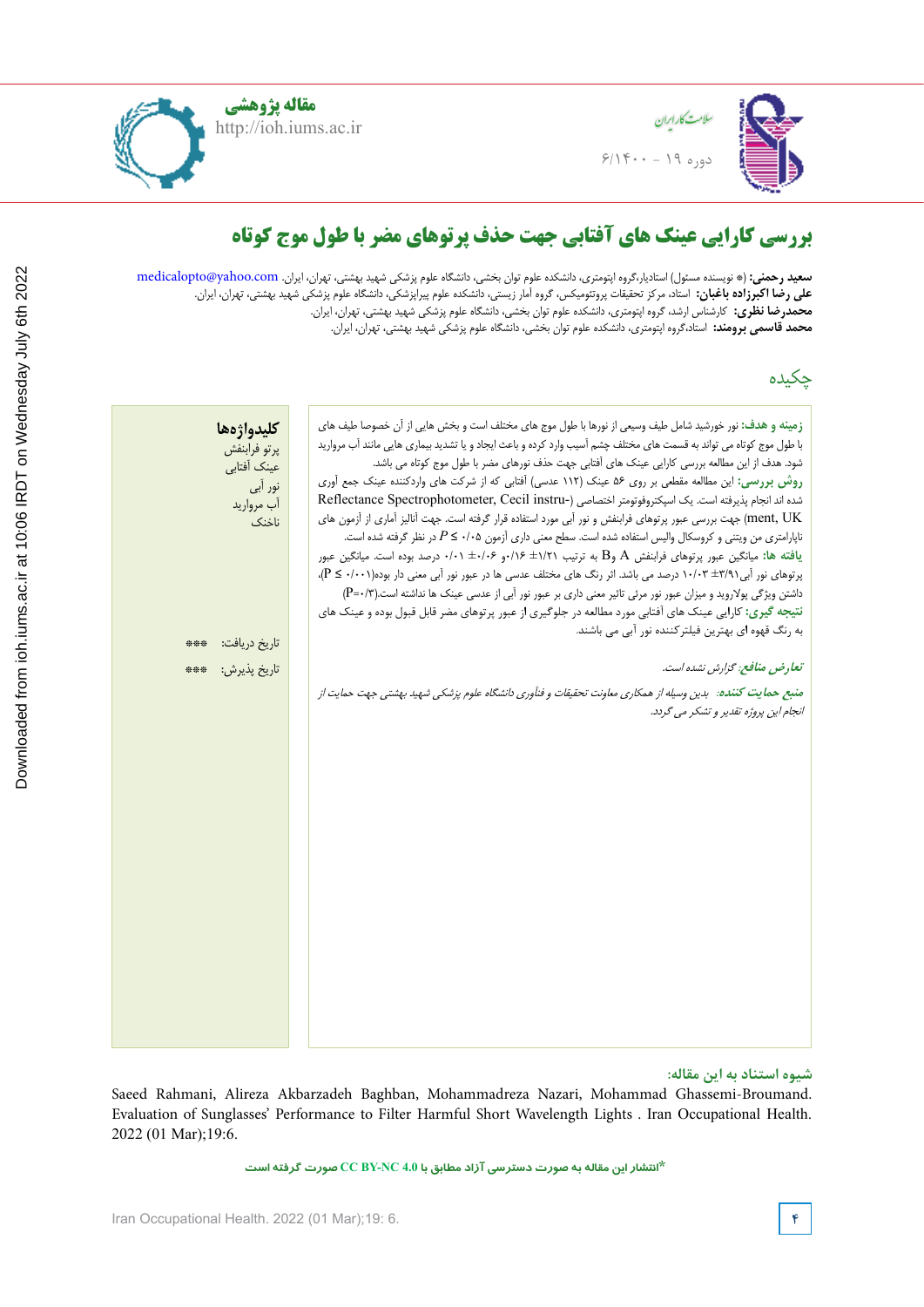مقاله پژوهشی
http://ioh.iums.ac.ir

# بررسی کارایی عینک های آفتابی جهت حذف پرتوهای مضر با طول موج کوتاه

**سعید رحمنی:** (* نویسنده مسئول) استادیار،گروه اپتومتری، دانشکده علوم توان بخشی، دانشگاه علوم پزشکی شهید بهشتی، تهران، ایران. medicalopto@yahoo.com
**علی رضا اکبرزاده باغبان:** استاد، مرکز تحقیقات پروتئومیکس، گروه آمار زیستی، دانشکده علوم پیراپزشکی، دانشگاه علوم پزشکی شهید بهشتی، تهران، ایران.
**محمدرضا نظری:** کارشناس ارشد، گروه اپتومتری، دانشکده علوم توان بخشی، دانشگاه علوم پزشکی شهید بهشتی، تهران، ایران.
**محمد قاسمی برومند:** استاد،گروه اپتومتری، دانشکده علوم توان بخشی، دانشگاه علوم پزشکی شهید بهشتی، تهران، ایران.

## چکیده

**زمینه و هدف:** نور خورشید شامل طیف وسیعی از نورها با طول موج های مختلف است و بخش هایی از آن خصوصا طیف های با طول موج کوتاه می تواند به قسمت های مختلف چشم آسیب وارد کرده و باعث ایجاد و یا تشدید بیماری هایی مانند آب مروارید شود. هدف از این مطالعه بررسی کارایی عینک های آفتابی جهت حذف نورهای مضر با طول موج کوتاه می باشد.

**روش بررسی:** این مطالعه مقطعی بر روی ۵۶ عینک (۱۱۲ عدسی) آفتابی که از شرکت های واردکننده عینک جمع آوری شده اند انجام پذیرفته است. یک اسپکتروفوتومتر اختصاصی (Reflectance Spectrophotometer, Cecil instru-ment, UK) جهت بررسی عبور پرتوهای فرابنفش و نور آبی مورد استفاده قرار گرفته است. جهت آنالیز آماری از آزمون های ناپارامتری من ویتنی و کروسکال والیس استفاده شده است. سطح معنی داری آزمون $P \leq ۰/۰۵$ در نظر گرفته شده است.

**یافته ها:** میانگین عبور پرتوهای فرابنفش A و B به ترتیب ۱/۲۱± ۰/۱۶ و ۰/۰۶± ۰/۰۱ درصد بوده است. میانگین عبور پرتوهای نور آبی ۳/۹۱± ۱۰/۰۳ درصد می باشد. اثر رنگ های مختلف عدسی ها در عبور نور آبی معنی دار بوده($P \leq ۰/۰۰۱$)، داشتن ویژگی پولاروید و میزان عبور نور مرئی تاثیر معنی داری بر عبور نور آبی از عدسی عینک ها نداشته است.(P=۰/۳)

**نتیجه گیری:** کارایی عینک های آفتابی مورد مطالعه در جلوگیری از عبور پرتوهای مضر قابل قبول بوده و عینک های به رنگ قهوه ای بهترین فیلترکننده نور آبی می باشند.

*تعارض منافع:* گزارش نشده است.

*منبع حمایت کننده:* بدین وسیله از همکاری معاونت تحقیقات و فناوری دانشگاه علوم پزشکی شهید بهشتی جهت حمایت از انجام این پروژه تقدیر و تشکر می گردد.

**کلیدواژه‌ها**
پرتو فرابنفش
عینک آفتابی
نور آبی
آب مروارید
ناخنک

تاریخ دریافت: ***
تاریخ پذیرش: ***

**شیوه استناد به این مقاله:**

Saeed Rahmani, Alireza Akbarzadeh Baghban, Mohammadreza Nazari, Mohammad Ghassemi-Broumand. Evaluation of Sunglasses' Performance to Filter Harmful Short Wavelength Lights . Iran Occupational Health. 2022 (01 Mar);19:6.

*انتشار این مقاله به صورت دسترسی آزاد مطابق با CC BY-NC 4.0 صورت گرفته است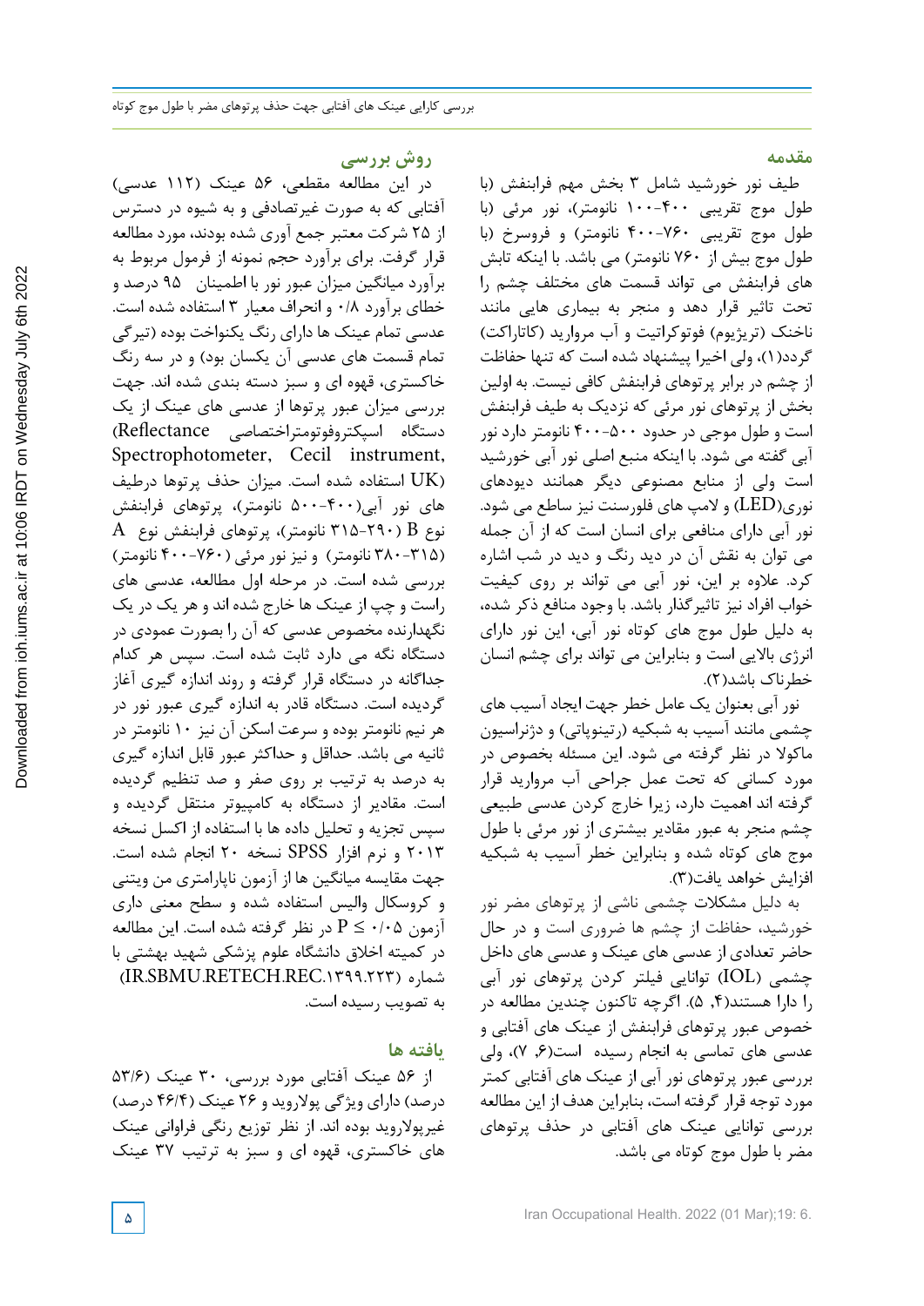## مقدمه

طیف نور خورشید شامل ۳ بخش مهم فرابنفش (با طول موج تقریبی ۴۰۰-۱۰۰ نانومتر)، نور مرئی (با طول موج تقریبی ۷۶۰-۴۰۰ نانومتر) و فروسرخ (با طول موج بیش از ۷۶۰ نانومتر) می باشد. با اینکه تابش های فرابنفش می تواند قسمت های مختلف چشم را تحت تاثیر قرار دهد و منجر به بیماری هایی مانند ناخنک (تریژیوم) فوتوکراتیت و آب مروارید (کاتاراکت) گردد(۱)، ولی اخیرا پیشنهاد شده است که تنها حفاظت از چشم در برابر پرتوهای فرابنفش کافی نیست. به اولین بخش از پرتوهای نور مرئی که نزدیک به طیف فرابنفش است و طول موجی در حدود ۵۰۰-۴۰۰ نانومتر دارد نور آبی گفته می شود. با اینکه منبع اصلی نور آبی نور خورشید است ولی از منابع مصنوعی دیگر همانند دیودهای نوری(LED) و لامپ های فلورسنت نیز ساطع می شود. نور آبی دارای منافعی برای انسان است که از آن جمله می توان به نقش آن در دید رنگ و دید در شب اشاره کرد. علاوه بر این، نور آبی می تواند بر روی کیفیت خواب افراد نیز تاثیرگذار باشد. با وجود منافع ذکر شده، به دلیل طول موج های کوتاه نور آبی، این نور دارای انرژی بالایی است و بنابراین می تواند برای چشم انسان خطرناک باشد(۲).

نور آبی بعنوان یک عامل خطر جهت ایجاد آسیب های چشمی مانند آسیب به شبکیه (رتینوپاتی) و دژنراسیون ماکولا در نظر گرفته می شود. این مسئله بخصوص در مورد کسانی که تحت عمل جراحی آب مروارید قرار گرفته اند اهمیت دارد، زیرا خارج کردن عدسی طبیعی چشم منجر به عبور مقادیر بیشتری از نور مرئی با طول موج های کوتاه شده و بنابراین خطر آسیب به شبکیه افزایش خواهد یافت(۳).

به دلیل مشکلات چشمی ناشی از پرتوهای مضر نور خورشید، حفاظت از چشم ها ضروری است و در حال حاضر تعدادی از عدسی های عینک و عدسی های داخل چشمی (IOL) توانایی فیلتر کردن پرتوهای نور آبی را دارا هستند(۴, ۵). اگرچه تاکنون چندین مطالعه در خصوص عبور پرتوهای فرابنفش از عینک های آفتابی و عدسی های تماسی به انجام رسیده است(۶, ۷)، ولی بررسی عبور پرتوهای نور آبی از عینک های آفتابی کمتر مورد توجه قرار گرفته است، بنابراین هدف از این مطالعه بررسی توانایی عینک های آفتابی در حذف پرتوهای مضر با طول موج کوتاه می باشد.

## روش بررسی

در این مطالعه مقطعی، ۵۶ عینک (۱۱۲ عدسی) آفتابی که به صورت غیرتصادفی و به شیوه در دسترس از ۲۵ شرکت معتبر جمع آوری شده بودند، مورد مطالعه قرار گرفت. برای برآورد حجم نمونه از فرمول مربوط به برآورد میانگین میزان عبور نور با اطمینان ۹۵ درصد و خطای برآورد ۰/۸ و انحراف معیار ۳ استفاده شده است. عدسی تمام عینک ها دارای رنگ یکنواخت بوده (تیرگی تمام قسمت های عدسی آن یکسان بود) و در سه رنگ خاکستری، قهوه ای و سبز دسته بندی شده اند. جهت بررسی میزان عبور پرتوها از عدسی های عینک از یک دستگاه اسپکتروفوتومتراختصاصی (Reflectance Spectrophotometer, Cecil instrument, UK) استفاده شده است. میزان حذف پرتوها درطیف های نور آبی(۴۰۰-۵۰۰ نانومتر)، پرتوهای فرابنفش نوع B (۲۹۰-۳۱۵ نانومتر)، پرتوهای فرابنفش نوع A (۳۱۵-۳۸۰ نانومتر) و نیز نور مرئی (۷۶۰-۴۰۰ نانومتر) بررسی شده است. در مرحله اول مطالعه، عدسی های راست و چپ از عینک ها خارج شده اند و هر یک در یک نگهدارنده مخصوص عدسی که آن را بصورت عمودی در دستگاه نگه می دارد ثابت شده است. سپس هر کدام جداگانه در دستگاه قرار گرفته و روند اندازه گیری آغاز گردیده است. دستگاه قادر به اندازه گیری عبور نور در هر نیم نانومتر بوده و سرعت اسکن آن نیز ۱۰ نانومتر در ثانیه می باشد. حداقل و حداکثر عبور قابل اندازه گیری به درصد به ترتیب بر روی صفر و صد تنظیم گردیده است. مقادیر از دستگاه به کامپیوتر منتقل گردیده و سپس تجزیه و تحلیل داده ها با استفاده از اکسل نسخه ۲۰۱۳ و نرم افزار SPSS نسخه ۲۰ انجام شده است. جهت مقایسه میانگین ها از آزمون ناپارامتری من ویتنی و کروسکال والیس استفاده شده و سطح معنی داری آزمون $P \leq ۰/۰۵$ در نظر گرفته شده است. این مطالعه در کمیته اخلاق دانشگاه علوم پزشکی شهید بهشتی با شماره (IR.SBMU.RETECH.REC.۱۳۹۹.۲۲۳) به تصویب رسیده است.

## یافته ها

از ۵۶ عینک آفتابی مورد بررسی، ۳۰ عینک (۵۳/۶ درصد) دارای ویژگی پولاروید و ۲۶ عینک (۴۶/۴ درصد) غیرپولاروید بوده اند. از نظر توزیع رنگی فراوانی عینک های خاکستری، قهوه ای و سبز به ترتیب ۳۷ عینک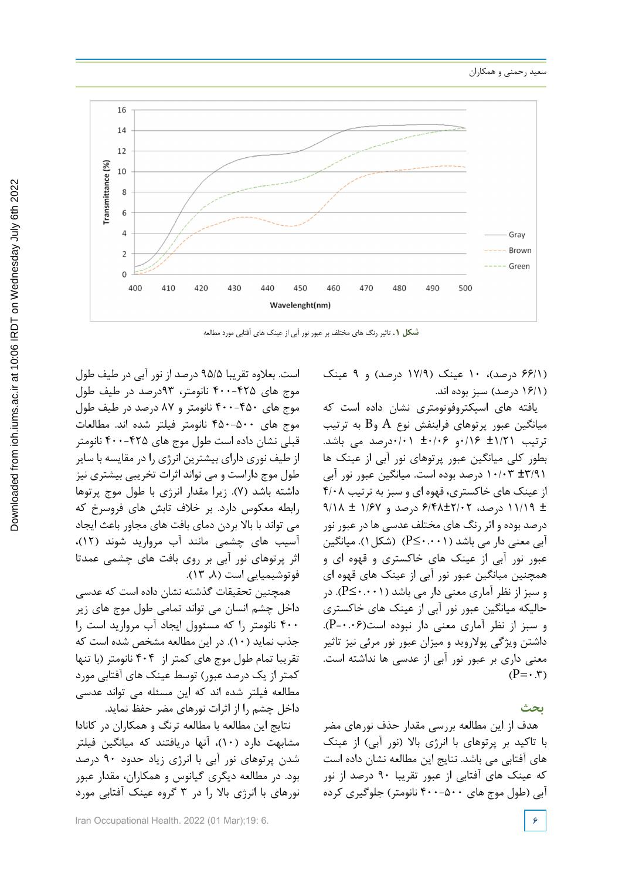شکل ۱. تاثیر رنگ های مختلف بر عبور نور آبی از عینک های آفتابی مورد مطالعه

(۶۶/۱ درصد)، ۱۰ عینک (۱۷/۹ درصد) و ۹ عینک (۱۶/۱ درصد) سبز بوده اند.

یافته های اسپکتروفوتومتری نشان داده است که میانگین عبور پرتوهای فرابنفش نوع A و B به ترتیب ترتیب ۱/۲۱± ۰/۱۶و ۰/۰۶± ۰/۰۱درصد می باشد. بطور کلی میانگین عبور پرتوهای نور آبی از عینک ها ۳/۹۱± ۱۰/۰۳ درصد بوده است. میانگین عبور نور آبی از عینک های خاکستری، قهوه ای و سبز به ترتیب ۴/۰۸ ± ۱۱/۱۹ درصد، ۶/۴۸±۲/۰۲ درصد و ۱/۶۷ ± ۹/۱۸ درصد بوده و اثر رنگ های مختلف عدسی ها در عبور نور آبی معنی دار می باشد (P≤۰.۰۰۱) (شکل ۱). میانگین عبور نور آبی از عینک های خاکستری و قهوه ای و همچنین میانگین عبور نور آبی از عینک های قهوه ای و سبز از نظر آماری معنی دار می باشد (P≤۰.۰۰۱). در حالیکه میانگین عبور نور آبی از عینک های خاکستری و سبز از نظر آماری معنی دار نبوده است(P=۰.۰۶). داشتن ویژگی پولاروید و میزان عبور نور مرئی نیز تاثیر معنی داری بر عبور نور آبی از عدسی ها نداشته است. (P=۰.۳)

## بحث

هدف از این مطالعه بررسی مقدار حذف نورهای مضر با تاکید بر پرتوهای با انرژی بالا (نور آبی) از عینک های آفتابی می باشد. نتایج این مطالعه نشان داده است که عینک های آفتابی از عبور تقریبا ۹۰ درصد از نور آبی (طول موج های ۵۰۰-۴۰۰ نانومتر) جلوگیری کرده است. بعلاوه تقریبا ۹۵/۵ درصد از نور آبی در طیف طول موج های ۴۲۵-۴۰۰ نانومتر، ۹۳درصد در طیف طول موج های ۴۵۰-۴۰۰ نانومتر و ۸۷ درصد در طیف طول موج های ۵۰۰-۴۵۰ نانومتر فیلتر شده اند. مطالعات قبلی نشان داده است طول موج های ۴۲۵-۴۰۰ نانومتر از طیف نوری دارای بیشترین انرژی را در مقایسه با سایر طول موج داراست و می تواند اثرات تخریبی بیشتری نیز داشته باشد (۷). زیرا مقدار انرژی با طول موج پرتوها رابطه معکوس دارد. بر خلاف تابش های فروسرخ که می تواند با بالا بردن دمای بافت های مجاور باعث ایجاد آسیب های چشمی مانند آب مروارید شوند (۱۲)، اثر پرتوهای نور آبی بر روی بافت های چشمی عمدتا فوتوشیمیایی است (۸، ۱۳).

همچنین تحقیقات گذشته نشان داده است که عدسی داخل چشم انسان می تواند تمامی طول موج های زیر ۴۰۰ نانومتر را که مسئوول ایجاد آب مروارید است را جذب نماید (۱۰). در این مطالعه مشخص شده است که تقریبا تمام طول موج های کمتر از ۴۰۴ نانومتر (با تنها کمتر از یک درصد عبور) توسط عینک های آفتابی مورد مطالعه فیلتر شده اند که این مسئله می تواند عدسی داخل چشم را از اثرات نورهای مضر حفظ نماید.

نتایج این مطالعه با مطالعه ترنگ و همکاران در کانادا مشابهت دارد (۱۰)، آنها دریافتند که میانگین فیلتر شدن پرتوهای نور آبی با انرژی زیاد حدود ۹۰ درصد بود. در مطالعه دیگری گیانوس و همکاران، مقدار عبور نورهای با انرژی بالا را در ۳ گروه عینک آفتابی مورد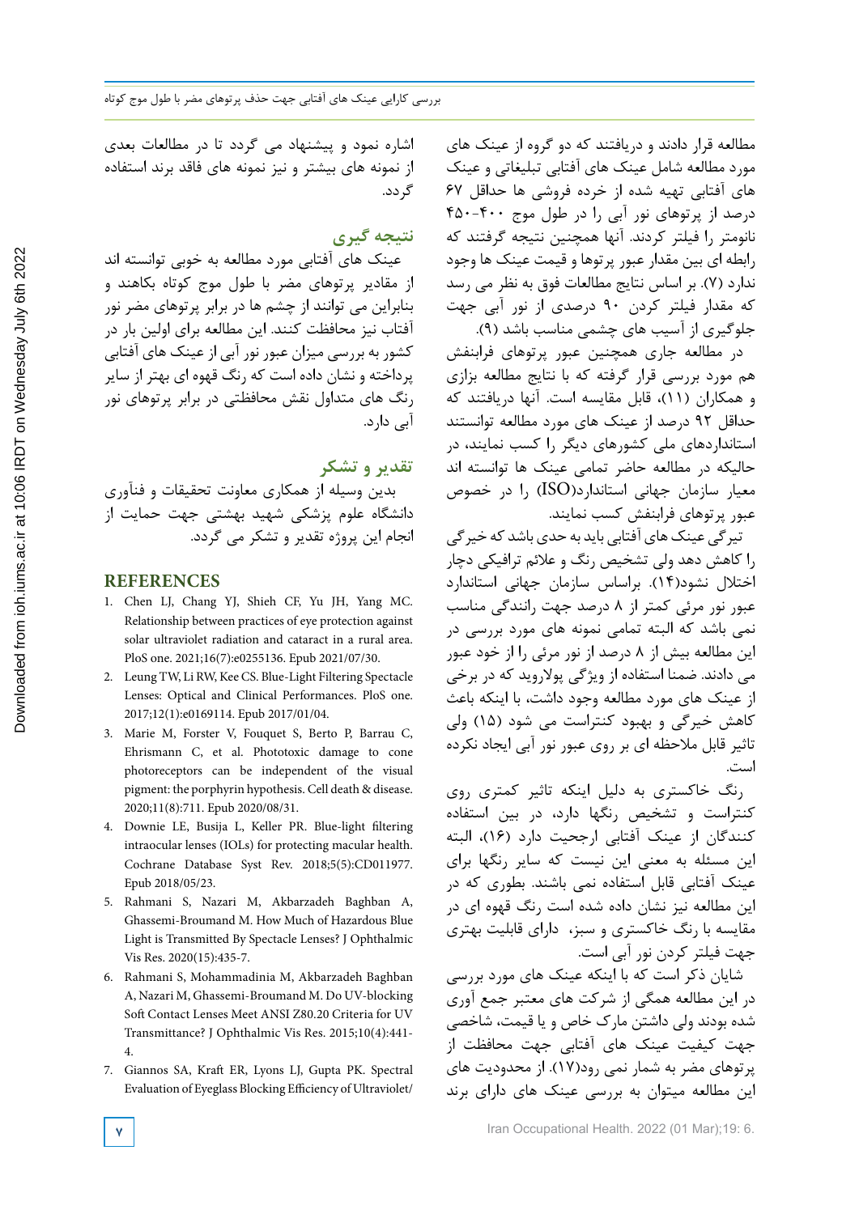مطالعه قرار دادند و دریافتند که دو گروه از عینک های مورد مطالعه شامل عینک های آفتابی تبلیغاتی و عینک های آفتابی تهیه شده از خرده فروشی ها حداقل ۶۷ درصد از پرتوهای نور آبی را در طول موج ۴۰۰-۴۵۰ نانومتر را فیلتر کردند. آنها همچنین نتیجه گرفتند که رابطه ای بین مقدار عبور پرتوها و قیمت عینک ها وجود ندارد (۷). بر اساس نتایج مطالعات فوق به نظر می رسد که مقدار فیلتر کردن ۹۰ درصدی از نور آبی جهت جلوگیری از آسیب های چشمی مناسب باشد (۹).

در مطالعه جاری همچنین عبور پرتوهای فرابنفش هم مورد بررسی قرار گرفته که با نتایج مطالعه بزازی و همکاران (۱۱)، قابل مقایسه است. آنها دریافتند که حداقل ۹۲ درصد از عینک های مورد مطالعه توانستند استانداردهای ملی کشورهای دیگر را کسب نمایند، در حالیکه در مطالعه حاضر تمامی عینک ها توانسته اند معیار سازمان جهانی استاندارد(ISO) را در خصوص عبور پرتوهای فرابنفش کسب نمایند.

تیرگی عینک های آفتابی باید به حدی باشد که خیرگی را کاهش دهد ولی تشخیص رنگ و علائم ترافیکی دچار اختلال نشود(۱۴). براساس سازمان جهانی استاندارد عبور نور مرئی کمتر از ۸ درصد جهت رانندگی مناسب نمی باشد که البته تمامی نمونه های مورد بررسی در این مطالعه بیش از ۸ درصد از نور مرئی را از خود عبور می دادند. ضمنا استفاده از ویژگی پولاروید که در برخی از عینک های مورد مطالعه وجود داشت، با اینکه باعث کاهش خیرگی و بهبود کنتراست می شود (۱۵) ولی تاثیر قابل ملاحظه ای بر روی عبور نور آبی ایجاد نکرده است.

رنگ خاکستری به دلیل اینکه تاثیر کمتری روی کنتراست و تشخیص رنگها دارد، در بین استفاده کنندگان از عینک آفتابی ارجحیت دارد (۱۶)، البته این مسئله به معنی این نیست که سایر رنگها برای عینک آفتابی قابل استفاده نمی باشند. بطوری که در این مطالعه نیز نشان داده شده است رنگ قهوه ای در مقایسه با رنگ خاکستری و سبز، دارای قابلیت بهتری جهت فیلتر کردن نور آبی است.

شایان ذکر است که با اینکه عینک های مورد بررسی در این مطالعه همگی از شرکت های معتبر جمع آوری شده بودند ولی داشتن مارک خاص و یا قیمت، شاخصی جهت کیفیت عینک های آفتابی جهت محافظت از پرتوهای مضر به شمار نمی رود(۱۷). از محدودیت های این مطالعه میتوان به بررسی عینک های دارای برند اشاره نمود و پیشنهاد می گردد تا در مطالعات بعدی از نمونه های بیشتر و نیز نمونه های فاقد برند استفاده گردد.

## نتیجه گیری

عینک های آفتابی مورد مطالعه به خوبی توانسته اند از مقادیر پرتوهای مضر با طول موج کوتاه بکاهند و بنابراین می توانند از چشم ها در برابر پرتوهای مضر نور آفتاب نیز محافظت کنند. این مطالعه برای اولین بار در کشور به بررسی میزان عبور نور آبی از عینک های آفتابی پرداخته و نشان داده است که رنگ قهوه ای بهتر از سایر رنگ های متداول نقش محافظتی در برابر پرتوهای نور آبی دارد.

## تقدیر و تشکر

بدین وسیله از همکاری معاونت تحقیقات و فنآوری دانشگاه علوم پزشکی شهید بهشتی جهت حمایت از انجام این پروژه تقدیر و تشکر می گردد.

## REFERENCES

1. Chen LJ, Chang YJ, Shieh CF, Yu JH, Yang MC. Relationship between practices of eye protection against solar ultraviolet radiation and cataract in a rural area. PloS one. 2021;16(7):e0255136. Epub 2021/07/30.
2. Leung TW, Li RW, Kee CS. Blue-Light Filtering Spectacle Lenses: Optical and Clinical Performances. PloS one. 2017;12(1):e0169114. Epub 2017/01/04.
3. Marie M, Forster V, Fouquet S, Berto P, Barrau C, Ehrismann C, et al. Phototoxic damage to cone photoreceptors can be independent of the visual pigment: the porphyrin hypothesis. Cell death & disease. 2020;11(8):711. Epub 2020/08/31.
4. Downie LE, Busija L, Keller PR. Blue-light filtering intraocular lenses (IOLs) for protecting macular health. Cochrane Database Syst Rev. 2018;5(5):CD011977. Epub 2018/05/23.
5. Rahmani S, Nazari M, Akbarzadeh Baghban A, Ghassemi-Broumand M. How Much of Hazardous Blue Light is Transmitted By Spectacle Lenses? J Ophthalmic Vis Res. 2020(15):435-7.
6. Rahmani S, Mohammadinia M, Akbarzadeh Baghban A, Nazari M, Ghassemi-Broumand M. Do UV-blocking Soft Contact Lenses Meet ANSI Z80.20 Criteria for UV Transmittance? J Ophthalmic Vis Res. 2015;10(4):441-4.
7. Giannos SA, Kraft ER, Lyons LJ, Gupta PK. Spectral Evaluation of Eyeglass Blocking Efficiency of Ultraviolet/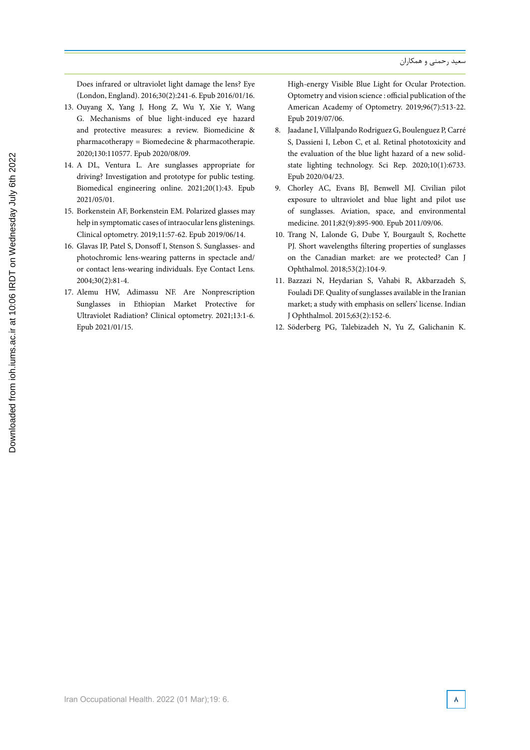Does infrared or ultraviolet light damage the lens? Eye (London, England). 2016;30(2):241-6. Epub 2016/01/16.

13. Ouyang X, Yang J, Hong Z, Wu Y, Xie Y, Wang G. Mechanisms of blue light-induced eye hazard and protective measures: a review. Biomedicine & pharmacotherapy = Biomedecine & pharmacotherapie. 2020;130:110577. Epub 2020/08/09.
14. A DL, Ventura L. Are sunglasses appropriate for driving? Investigation and prototype for public testing. Biomedical engineering online. 2021;20(1):43. Epub 2021/05/01.
15. Borkenstein AF, Borkenstein EM. Polarized glasses may help in symptomatic cases of intraocular lens glistenings. Clinical optometry. 2019;11:57-62. Epub 2019/06/14.
16. Glavas IP, Patel S, Donsoff I, Stenson S. Sunglasses- and photochromic lens-wearing patterns in spectacle and/ or contact lens-wearing individuals. Eye Contact Lens. 2004;30(2):81-4.
17. Alemu HW, Adimassu NF. Are Nonprescription Sunglasses in Ethiopian Market Protective for Ultraviolet Radiation? Clinical optometry. 2021;13:1-6. Epub 2021/01/15.

High-energy Visible Blue Light for Ocular Protection. Optometry and vision science : official publication of the American Academy of Optometry. 2019;96(7):513-22. Epub 2019/07/06.

8. Jaadane I, Villalpando Rodriguez G, Boulenguez P, Carré S, Dassieni I, Lebon C, et al. Retinal phototoxicity and the evaluation of the blue light hazard of a new solid-state lighting technology. Sci Rep. 2020;10(1):6733. Epub 2020/04/23.
9. Chorley AC, Evans BJ, Benwell MJ. Civilian pilot exposure to ultraviolet and blue light and pilot use of sunglasses. Aviation, space, and environmental medicine. 2011;82(9):895-900. Epub 2011/09/06.
10. Trang N, Lalonde G, Dube Y, Bourgault S, Rochette PJ. Short wavelengths filtering properties of sunglasses on the Canadian market: are we protected? Can J Ophthalmol. 2018;53(2):104-9.
11. Bazzazi N, Heydarian S, Vahabi R, Akbarzadeh S, Fouladi DF. Quality of sunglasses available in the Iranian market; a study with emphasis on sellers' license. Indian J Ophthalmol. 2015;63(2):152-6.
12. Söderberg PG, Talebizadeh N, Yu Z, Galichanin K.